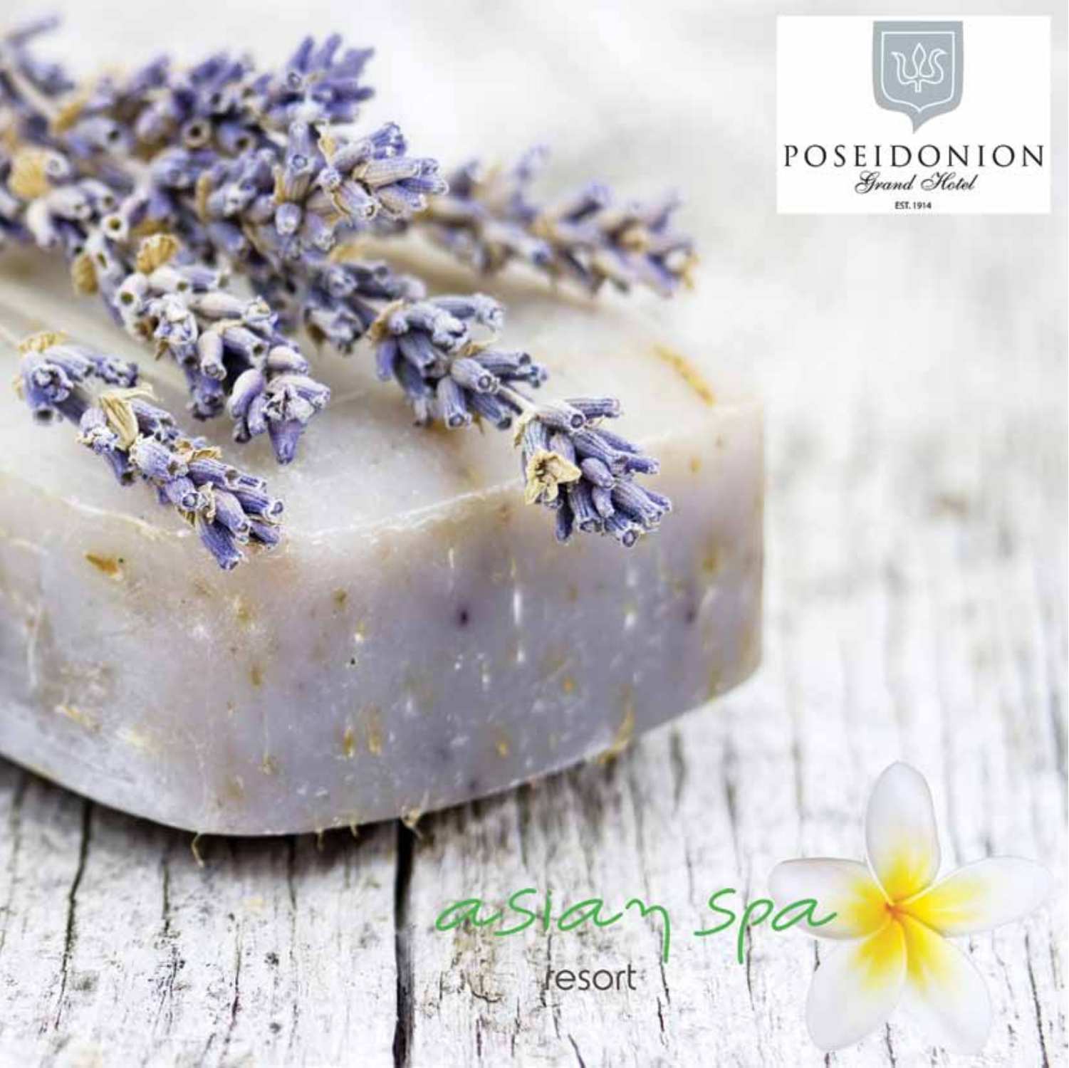POSEIDONION

*Grand Hotel*

EST. 1914

asian spa

resort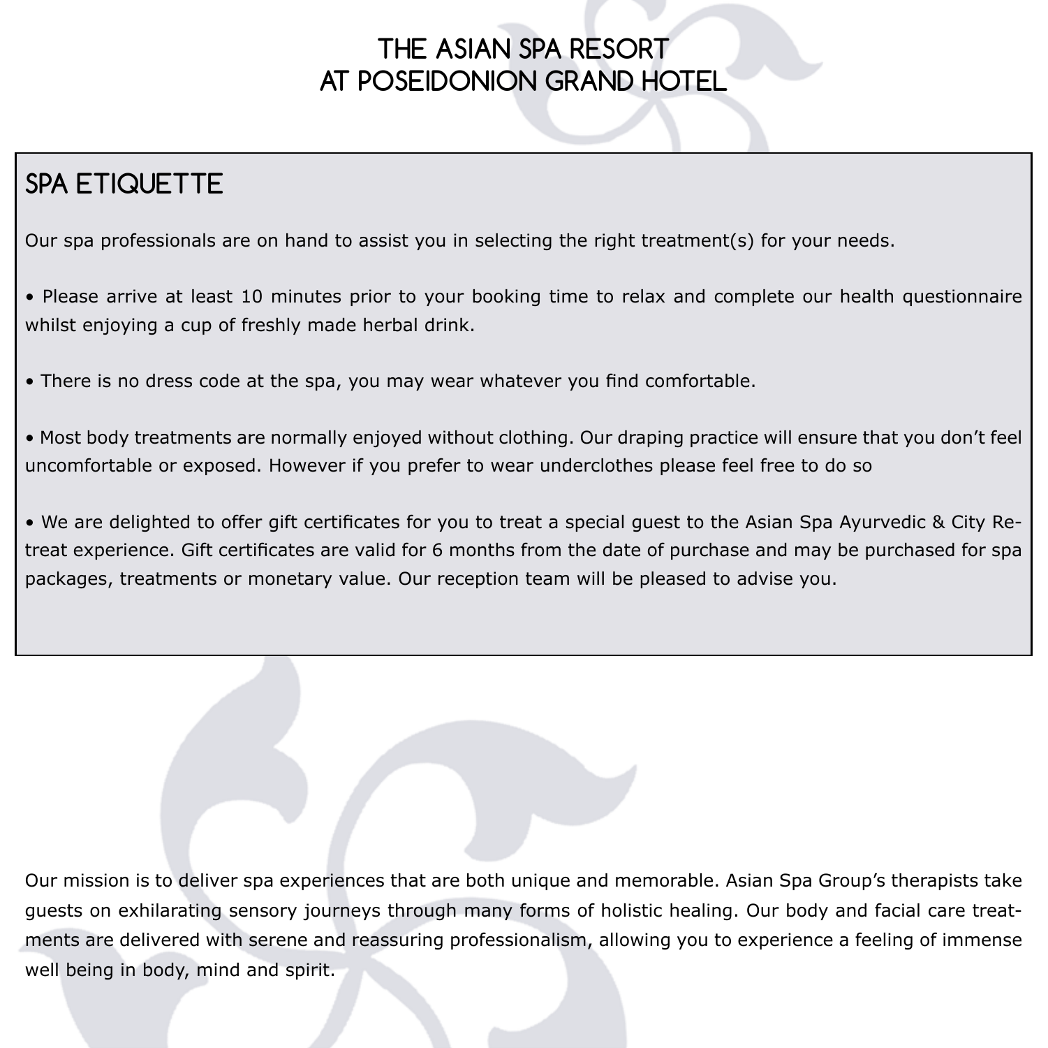# THE ASIAN SPA RESORT AT POSEIDONION GRAND HOTEL

## SPA ETIQUETTE

Our spa professionals are on hand to assist you in selecting the right treatment(s) for your needs.

• Please arrive at least 10 minutes prior to your booking time to relax and complete our health questionnaire whilst enjoying a cup of freshly made herbal drink.

• There is no dress code at the spa, you may wear whatever you find comfortable.

• Most body treatments are normally enjoyed without clothing. Our draping practice will ensure that you don't feel uncomfortable or exposed. However if you prefer to wear underclothes please feel free to do so

• We are delighted to offer gift certificates for you to treat a special guest to the Asian Spa Ayurvedic & City Retreat experience. Gift certificates are valid for 6 months from the date of purchase and may be purchased for spa packages, treatments or monetary value. Our reception team will be pleased to advise you.

Our mission is to deliver spa experiences that are both unique and memorable. Asian Spa Group's therapists take guests on exhilarating sensory journeys through many forms of holistic healing. Our body and facial care treatments are delivered with serene and reassuring professionalism, allowing you to experience a feeling of immense well being in body, mind and spirit.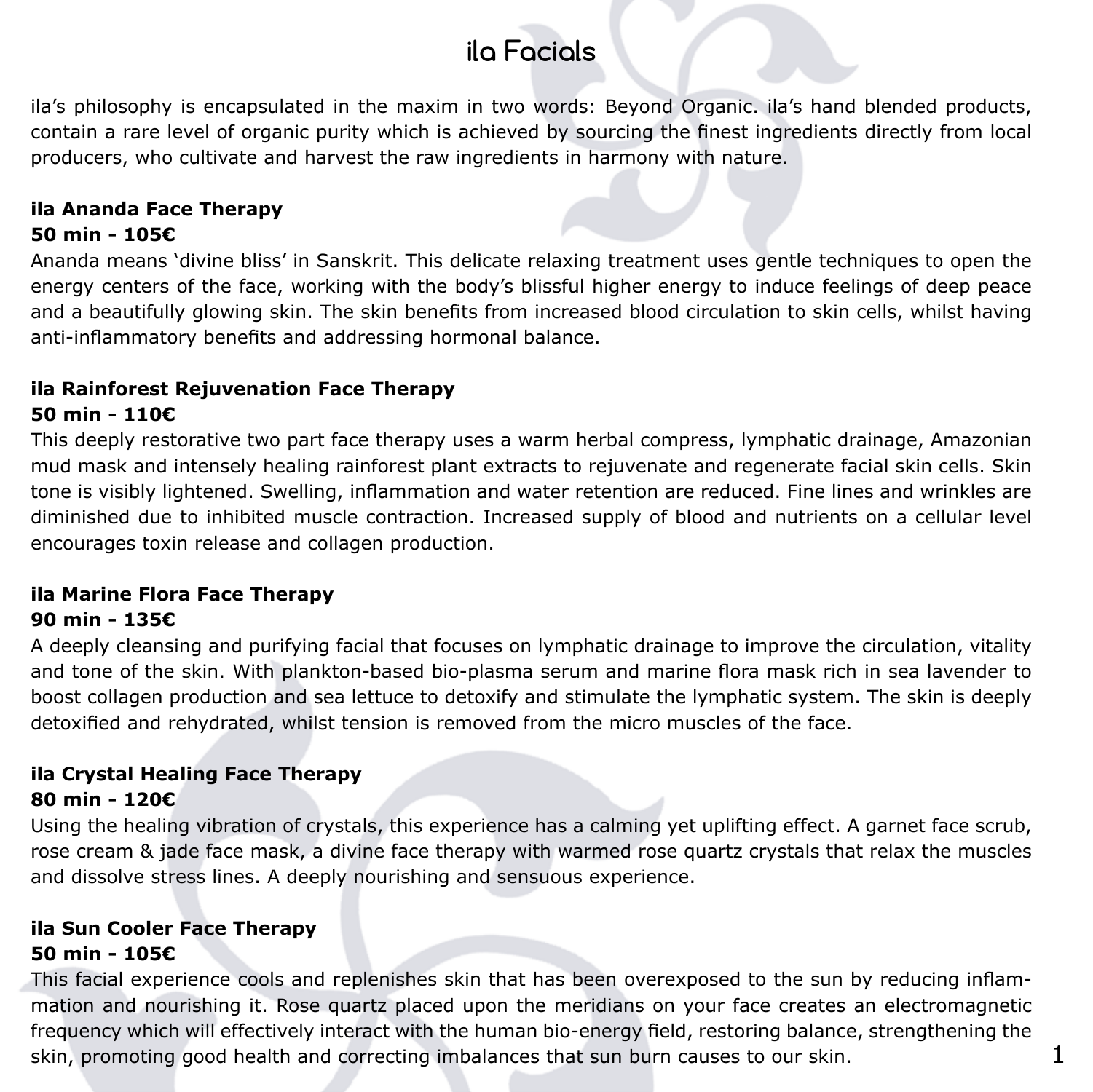# ila Facials

ila's philosophy is encapsulated in the maxim in two words: Beyond Organic. ila's hand blended products, contain a rare level of organic purity which is achieved by sourcing the finest ingredients directly from local producers, who cultivate and harvest the raw ingredients in harmony with nature.

**ila Ananda Face Therapy**
**50 min - 105€**
Ananda means 'divine bliss' in Sanskrit. This delicate relaxing treatment uses gentle techniques to open the energy centers of the face, working with the body's blissful higher energy to induce feelings of deep peace and a beautifully glowing skin. The skin benefits from increased blood circulation to skin cells, whilst having anti-inflammatory benefits and addressing hormonal balance.

**ila Rainforest Rejuvenation Face Therapy**
**50 min - 110€**
This deeply restorative two part face therapy uses a warm herbal compress, lymphatic drainage, Amazonian mud mask and intensely healing rainforest plant extracts to rejuvenate and regenerate facial skin cells. Skin tone is visibly lightened. Swelling, inflammation and water retention are reduced. Fine lines and wrinkles are diminished due to inhibited muscle contraction. Increased supply of blood and nutrients on a cellular level encourages toxin release and collagen production.

**ila Marine Flora Face Therapy**
**90 min - 135€**
A deeply cleansing and purifying facial that focuses on lymphatic drainage to improve the circulation, vitality and tone of the skin. With plankton-based bio-plasma serum and marine flora mask rich in sea lavender to boost collagen production and sea lettuce to detoxify and stimulate the lymphatic system. The skin is deeply detoxified and rehydrated, whilst tension is removed from the micro muscles of the face.

**ila Crystal Healing Face Therapy**
**80 min - 120€**
Using the healing vibration of crystals, this experience has a calming yet uplifting effect. A garnet face scrub, rose cream & jade face mask, a divine face therapy with warmed rose quartz crystals that relax the muscles and dissolve stress lines. A deeply nourishing and sensuous experience.

**ila Sun Cooler Face Therapy**
**50 min - 105€**
This facial experience cools and replenishes skin that has been overexposed to the sun by reducing inflammation and nourishing it. Rose quartz placed upon the meridians on your face creates an electromagnetic frequency which will effectively interact with the human bio-energy field, restoring balance, strengthening the skin, promoting good health and correcting imbalances that sun burn causes to our skin.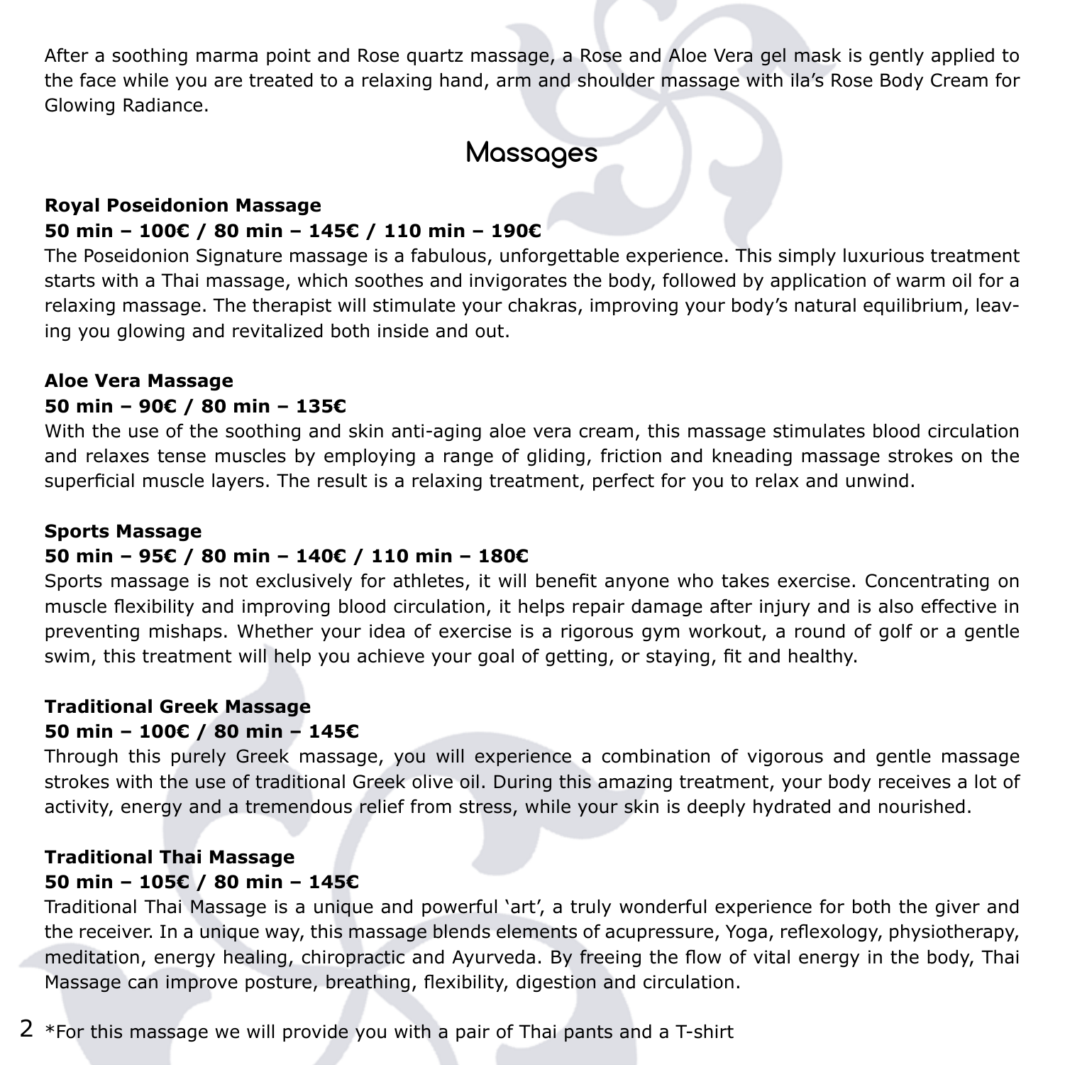After a soothing marma point and Rose quartz massage, a Rose and Aloe Vera gel mask is gently applied to the face while you are treated to a relaxing hand, arm and shoulder massage with ila's Rose Body Cream for Glowing Radiance.

## Massages

**Royal Poseidonion Massage**
**50 min – 100€ / 80 min – 145€ / 110 min – 190€**
The Poseidonion Signature massage is a fabulous, unforgettable experience. This simply luxurious treatment starts with a Thai massage, which soothes and invigorates the body, followed by application of warm oil for a relaxing massage. The therapist will stimulate your chakras, improving your body's natural equilibrium, leaving you glowing and revitalized both inside and out.

**Aloe Vera Massage**
**50 min – 90€ / 80 min – 135€**
With the use of the soothing and skin anti-aging aloe vera cream, this massage stimulates blood circulation and relaxes tense muscles by employing a range of gliding, friction and kneading massage strokes on the superficial muscle layers. The result is a relaxing treatment, perfect for you to relax and unwind.

**Sports Massage**
**50 min – 95€ / 80 min – 140€ / 110 min – 180€**
Sports massage is not exclusively for athletes, it will benefit anyone who takes exercise. Concentrating on muscle flexibility and improving blood circulation, it helps repair damage after injury and is also effective in preventing mishaps. Whether your idea of exercise is a rigorous gym workout, a round of golf or a gentle swim, this treatment will help you achieve your goal of getting, or staying, fit and healthy.

**Traditional Greek Massage**
**50 min – 100€ / 80 min – 145€**
Through this purely Greek massage, you will experience a combination of vigorous and gentle massage strokes with the use of traditional Greek olive oil. During this amazing treatment, your body receives a lot of activity, energy and a tremendous relief from stress, while your skin is deeply hydrated and nourished.

**Traditional Thai Massage**
**50 min – 105€ / 80 min – 145€**
Traditional Thai Massage is a unique and powerful 'art', a truly wonderful experience for both the giver and the receiver. In a unique way, this massage blends elements of acupressure, Yoga, reflexology, physiotherapy, meditation, energy healing, chiropractic and Ayurveda. By freeing the flow of vital energy in the body, Thai Massage can improve posture, breathing, flexibility, digestion and circulation.

*For this massage we will provide you with a pair of Thai pants and a T-shirt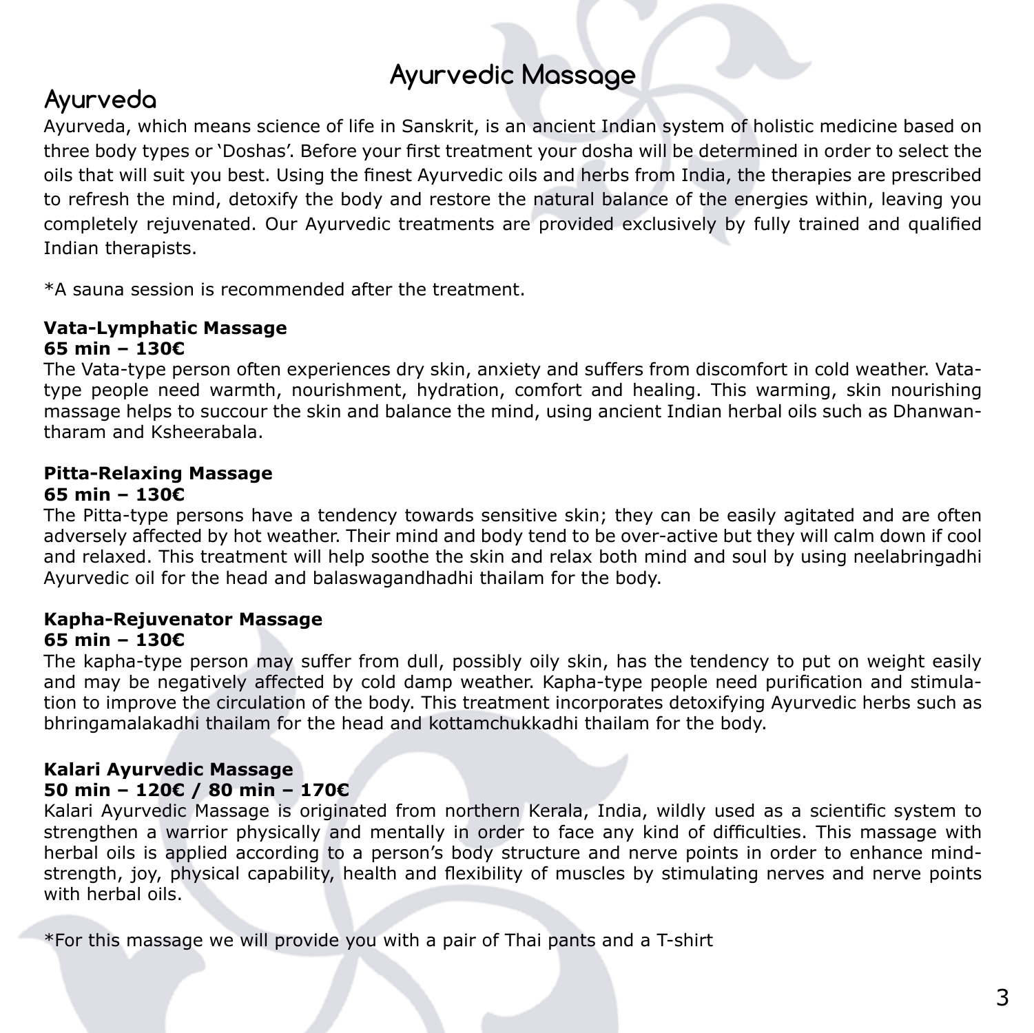# Ayurvedic Massage

## Ayurveda

Ayurveda, which means science of life in Sanskrit, is an ancient Indian system of holistic medicine based on three body types or 'Doshas'. Before your first treatment your dosha will be determined in order to select the oils that will suit you best. Using the finest Ayurvedic oils and herbs from India, the therapies are prescribed to refresh the mind, detoxify the body and restore the natural balance of the energies within, leaving you completely rejuvenated. Our Ayurvedic treatments are provided exclusively by fully trained and qualified Indian therapists.

*A sauna session is recommended after the treatment.

**Vata-Lymphatic Massage**
**65 min – 130€**

The Vata-type person often experiences dry skin, anxiety and suffers from discomfort in cold weather. Vata-type people need warmth, nourishment, hydration, comfort and healing. This warming, skin nourishing massage helps to succour the skin and balance the mind, using ancient Indian herbal oils such as Dhanwantharam and Ksheerabala.

**Pitta-Relaxing Massage**
**65 min – 130€**

The Pitta-type persons have a tendency towards sensitive skin; they can be easily agitated and are often adversely affected by hot weather. Their mind and body tend to be over-active but they will calm down if cool and relaxed. This treatment will help soothe the skin and relax both mind and soul by using neelabringadhi Ayurvedic oil for the head and balaswagandhadhi thailam for the body.

**Kapha-Rejuvenator Massage**
**65 min – 130€**

The kapha-type person may suffer from dull, possibly oily skin, has the tendency to put on weight easily and may be negatively affected by cold damp weather. Kapha-type people need purification and stimulation to improve the circulation of the body. This treatment incorporates detoxifying Ayurvedic herbs such as bhringamalakadhi thailam for the head and kottamchukkadhi thailam for the body.

**Kalari Ayurvedic Massage**
**50 min – 120€ / 80 min – 170€**

Kalari Ayurvedic Massage is originated from northern Kerala, India, wildly used as a scientific system to strengthen a warrior physically and mentally in order to face any kind of difficulties. This massage with herbal oils is applied according to a person's body structure and nerve points in order to enhance mind-strength, joy, physical capability, health and flexibility of muscles by stimulating nerves and nerve points with herbal oils.

*For this massage we will provide you with a pair of Thai pants and a T-shirt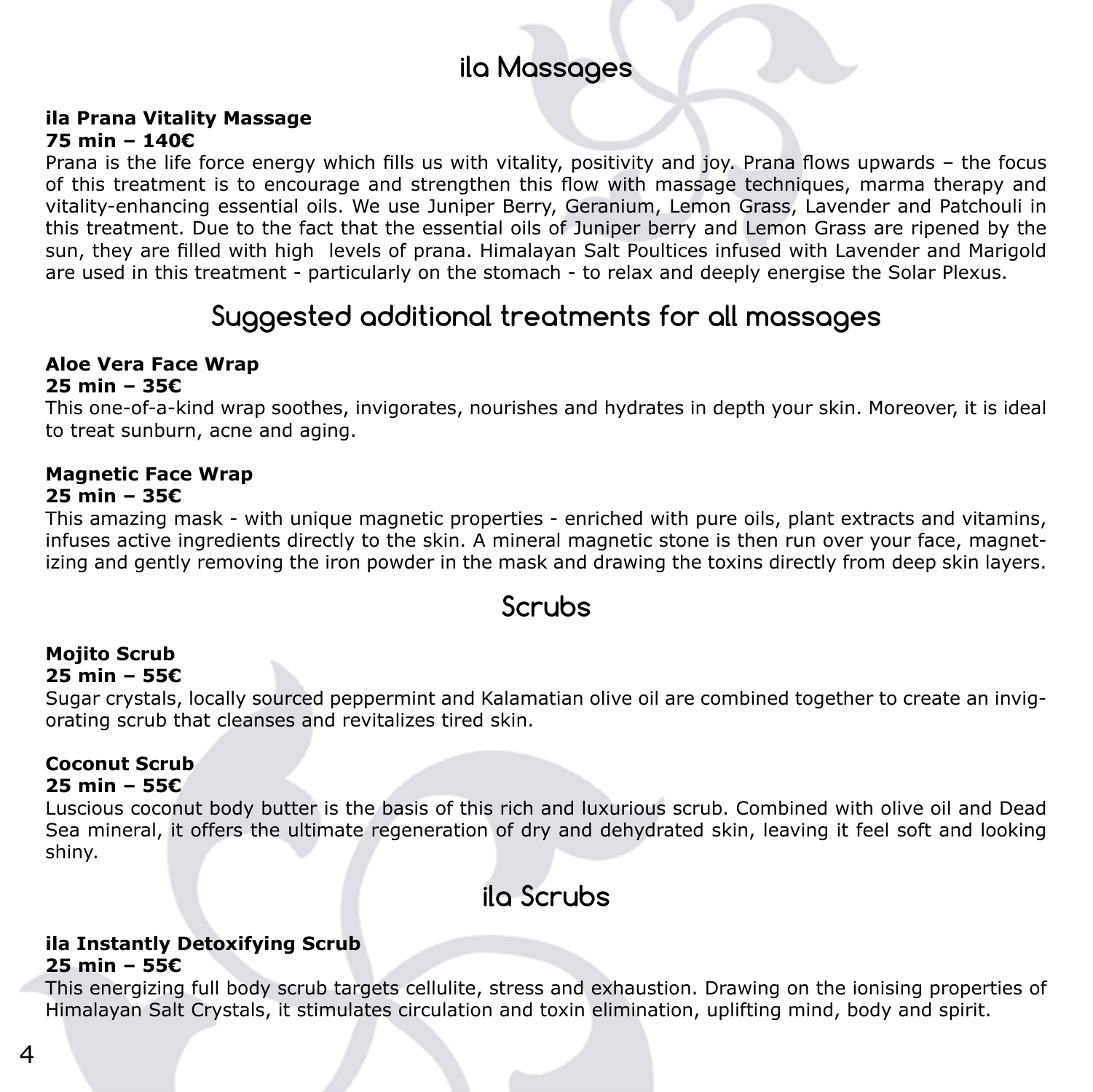## ila Massages

**ila Prana Vitality Massage**
**75 min – 140€**
Prana is the life force energy which fills us with vitality, positivity and joy. Prana flows upwards – the focus of this treatment is to encourage and strengthen this flow with massage techniques, marma therapy and vitality-enhancing essential oils. We use Juniper Berry, Geranium, Lemon Grass, Lavender and Patchouli in this treatment. Due to the fact that the essential oils of Juniper berry and Lemon Grass are ripened by the sun, they are filled with high levels of prana. Himalayan Salt Poultices infused with Lavender and Marigold are used in this treatment - particularly on the stomach - to relax and deeply energise the Solar Plexus.

## Suggested additional treatments for all massages

**Aloe Vera Face Wrap**
**25 min – 35€**
This one-of-a-kind wrap soothes, invigorates, nourishes and hydrates in depth your skin. Moreover, it is ideal to treat sunburn, acne and aging.

**Magnetic Face Wrap**
**25 min – 35€**
This amazing mask - with unique magnetic properties - enriched with pure oils, plant extracts and vitamins, infuses active ingredients directly to the skin. A mineral magnetic stone is then run over your face, magnetizing and gently removing the iron powder in the mask and drawing the toxins directly from deep skin layers.

## Scrubs

**Mojito Scrub**
**25 min – 55€**
Sugar crystals, locally sourced peppermint and Kalamatian olive oil are combined together to create an invigorating scrub that cleanses and revitalizes tired skin.

**Coconut Scrub**
**25 min – 55€**
Luscious coconut body butter is the basis of this rich and luxurious scrub. Combined with olive oil and Dead Sea mineral, it offers the ultimate regeneration of dry and dehydrated skin, leaving it feel soft and looking shiny.

## ila Scrubs

**ila Instantly Detoxifying Scrub**
**25 min – 55€**
This energizing full body scrub targets cellulite, stress and exhaustion. Drawing on the ionising properties of Himalayan Salt Crystals, it stimulates circulation and toxin elimination, uplifting mind, body and spirit.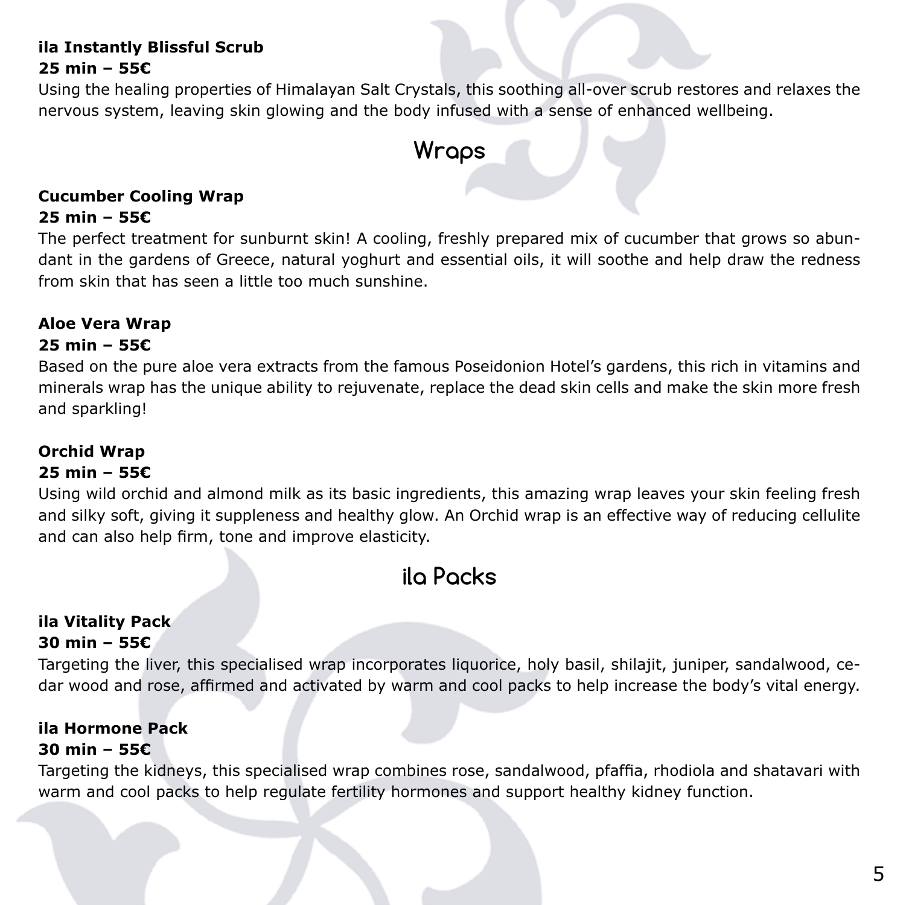**ila Instantly Blissful Scrub**
**25 min – 55€**
Using the healing properties of Himalayan Salt Crystals, this soothing all-over scrub restores and relaxes the nervous system, leaving skin glowing and the body infused with a sense of enhanced wellbeing.

## Wraps

**Cucumber Cooling Wrap**
**25 min – 55€**
The perfect treatment for sunburnt skin! A cooling, freshly prepared mix of cucumber that grows so abundant in the gardens of Greece, natural yoghurt and essential oils, it will soothe and help draw the redness from skin that has seen a little too much sunshine.

**Aloe Vera Wrap**
**25 min – 55€**
Based on the pure aloe vera extracts from the famous Poseidonion Hotel's gardens, this rich in vitamins and minerals wrap has the unique ability to rejuvenate, replace the dead skin cells and make the skin more fresh and sparkling!

**Orchid Wrap**
**25 min – 55€**
Using wild orchid and almond milk as its basic ingredients, this amazing wrap leaves your skin feeling fresh and silky soft, giving it suppleness and healthy glow. An Orchid wrap is an effective way of reducing cellulite and can also help firm, tone and improve elasticity.

## ila Packs

**ila Vitality Pack**
**30 min – 55€**
Targeting the liver, this specialised wrap incorporates liquorice, holy basil, shilajit, juniper, sandalwood, cedar wood and rose, affirmed and activated by warm and cool packs to help increase the body's vital energy.

**ila Hormone Pack**
**30 min – 55€**
Targeting the kidneys, this specialised wrap combines rose, sandalwood, pfaffia, rhodiola and shatavari with warm and cool packs to help regulate fertility hormones and support healthy kidney function.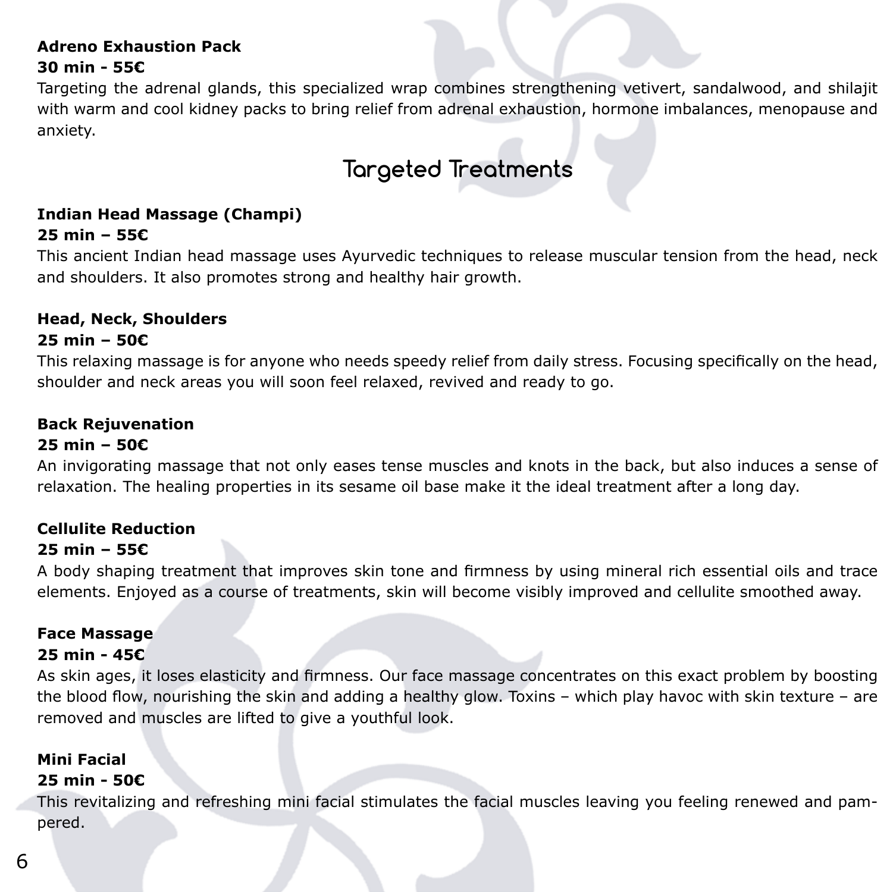**Adreno Exhaustion Pack**

**30 min - 55€**

Targeting the adrenal glands, this specialized wrap combines strengthening vetivert, sandalwood, and shilajit with warm and cool kidney packs to bring relief from adrenal exhaustion, hormone imbalances, menopause and anxiety.

## Targeted Treatments

**Indian Head Massage (Champi)**

**25 min – 55€**

This ancient Indian head massage uses Ayurvedic techniques to release muscular tension from the head, neck and shoulders. It also promotes strong and healthy hair growth.

**Head, Neck, Shoulders**

**25 min – 50€**

This relaxing massage is for anyone who needs speedy relief from daily stress. Focusing specifically on the head, shoulder and neck areas you will soon feel relaxed, revived and ready to go.

**Back Rejuvenation**

**25 min – 50€**

An invigorating massage that not only eases tense muscles and knots in the back, but also induces a sense of relaxation. The healing properties in its sesame oil base make it the ideal treatment after a long day.

**Cellulite Reduction**

**25 min – 55€**

A body shaping treatment that improves skin tone and firmness by using mineral rich essential oils and trace elements. Enjoyed as a course of treatments, skin will become visibly improved and cellulite smoothed away.

**Face Massage**

**25 min - 45€**

As skin ages, it loses elasticity and firmness. Our face massage concentrates on this exact problem by boosting the blood flow, nourishing the skin and adding a healthy glow. Toxins – which play havoc with skin texture – are removed and muscles are lifted to give a youthful look.

**Mini Facial**

**25 min - 50€**

This revitalizing and refreshing mini facial stimulates the facial muscles leaving you feeling renewed and pampered.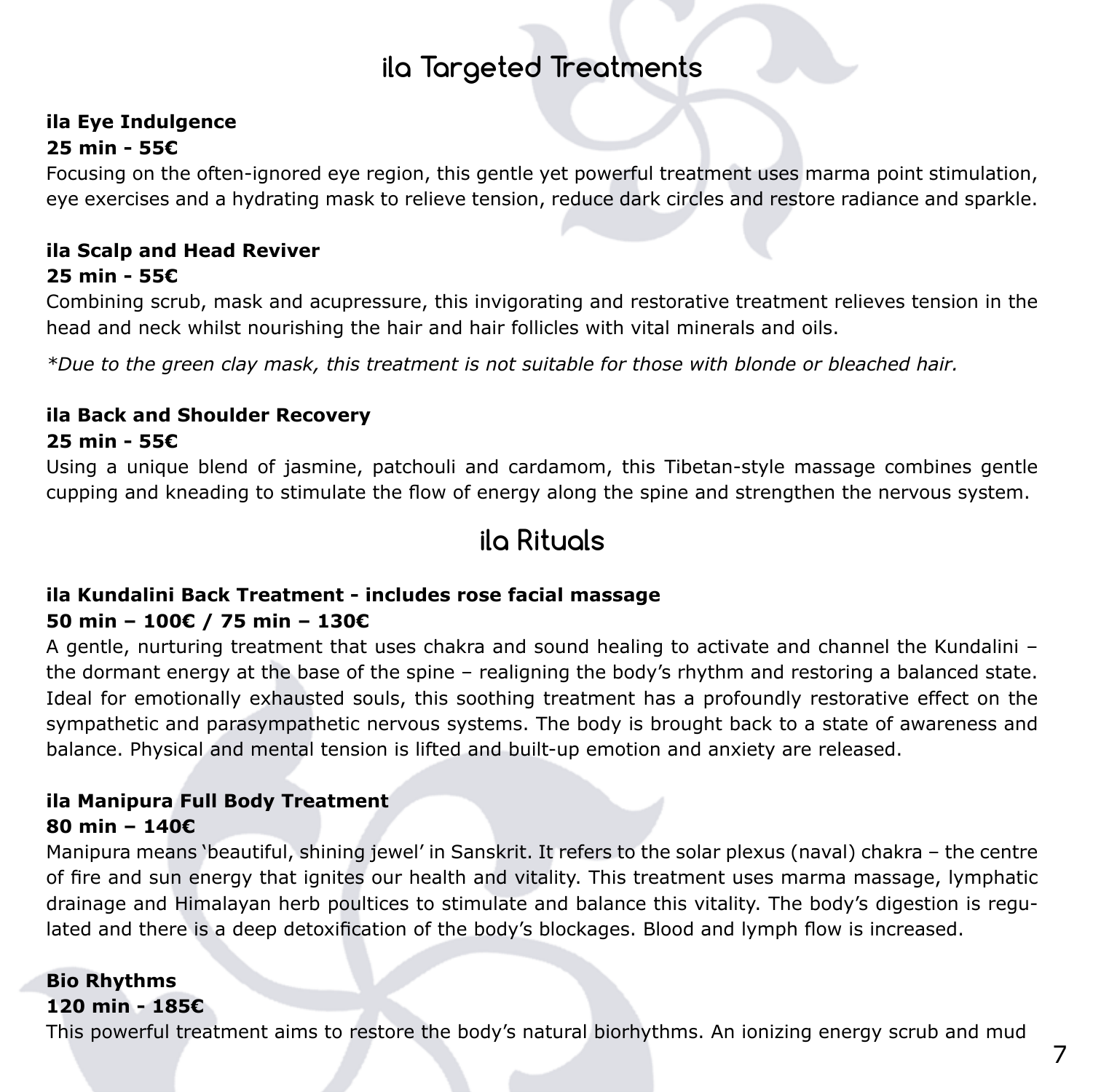## ila Targeted Treatments

**ila Eye Indulgence**
**25 min - 55€**

Focusing on the often-ignored eye region, this gentle yet powerful treatment uses marma point stimulation, eye exercises and a hydrating mask to relieve tension, reduce dark circles and restore radiance and sparkle.

**ila Scalp and Head Reviver**
**25 min - 55€**

Combining scrub, mask and acupressure, this invigorating and restorative treatment relieves tension in the head and neck whilst nourishing the hair and hair follicles with vital minerals and oils.

*\*Due to the green clay mask, this treatment is not suitable for those with blonde or bleached hair.*

**ila Back and Shoulder Recovery**
**25 min - 55€**

Using a unique blend of jasmine, patchouli and cardamom, this Tibetan-style massage combines gentle cupping and kneading to stimulate the flow of energy along the spine and strengthen the nervous system.

## ila Rituals

**ila Kundalini Back Treatment - includes rose facial massage**
**50 min – 100€ / 75 min – 130€**

A gentle, nurturing treatment that uses chakra and sound healing to activate and channel the Kundalini – the dormant energy at the base of the spine – realigning the body's rhythm and restoring a balanced state. Ideal for emotionally exhausted souls, this soothing treatment has a profoundly restorative effect on the sympathetic and parasympathetic nervous systems. The body is brought back to a state of awareness and balance. Physical and mental tension is lifted and built-up emotion and anxiety are released.

**ila Manipura Full Body Treatment**
**80 min – 140€**

Manipura means 'beautiful, shining jewel' in Sanskrit. It refers to the solar plexus (naval) chakra – the centre of fire and sun energy that ignites our health and vitality. This treatment uses marma massage, lymphatic drainage and Himalayan herb poultices to stimulate and balance this vitality. The body's digestion is regulated and there is a deep detoxification of the body's blockages. Blood and lymph flow is increased.

**Bio Rhythms**
**120 min - 185€**

This powerful treatment aims to restore the body's natural biorhythms. An ionizing energy scrub and mud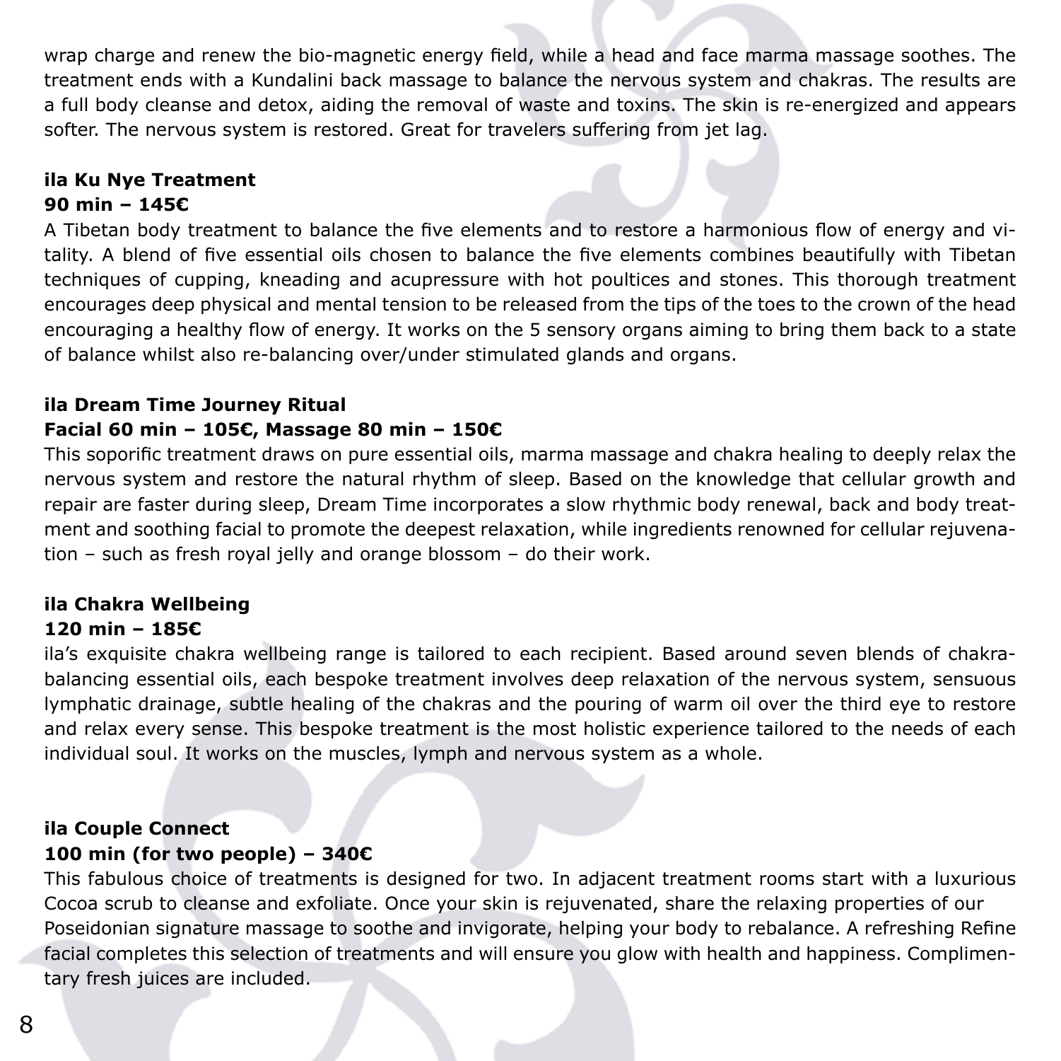wrap charge and renew the bio-magnetic energy field, while a head and face marma massage soothes. The treatment ends with a Kundalini back massage to balance the nervous system and chakras. The results are a full body cleanse and detox, aiding the removal of waste and toxins. The skin is re-energized and appears softer. The nervous system is restored. Great for travelers suffering from jet lag.

**ila Ku Nye Treatment**
**90 min – 145€**

A Tibetan body treatment to balance the five elements and to restore a harmonious flow of energy and vitality. A blend of five essential oils chosen to balance the five elements combines beautifully with Tibetan techniques of cupping, kneading and acupressure with hot poultices and stones. This thorough treatment encourages deep physical and mental tension to be released from the tips of the toes to the crown of the head encouraging a healthy flow of energy. It works on the 5 sensory organs aiming to bring them back to a state of balance whilst also re-balancing over/under stimulated glands and organs.

**ila Dream Time Journey Ritual**
**Facial 60 min – 105€, Massage 80 min – 150€**

This soporific treatment draws on pure essential oils, marma massage and chakra healing to deeply relax the nervous system and restore the natural rhythm of sleep. Based on the knowledge that cellular growth and repair are faster during sleep, Dream Time incorporates a slow rhythmic body renewal, back and body treatment and soothing facial to promote the deepest relaxation, while ingredients renowned for cellular rejuvenation – such as fresh royal jelly and orange blossom – do their work.

**ila Chakra Wellbeing**
**120 min – 185€**

ila's exquisite chakra wellbeing range is tailored to each recipient. Based around seven blends of chakra-balancing essential oils, each bespoke treatment involves deep relaxation of the nervous system, sensuous lymphatic drainage, subtle healing of the chakras and the pouring of warm oil over the third eye to restore and relax every sense. This bespoke treatment is the most holistic experience tailored to the needs of each individual soul. It works on the muscles, lymph and nervous system as a whole.

**ila Couple Connect**
**100 min (for two people) – 340€**

This fabulous choice of treatments is designed for two. In adjacent treatment rooms start with a luxurious Cocoa scrub to cleanse and exfoliate. Once your skin is rejuvenated, share the relaxing properties of our Poseidonian signature massage to soothe and invigorate, helping your body to rebalance. A refreshing Refine facial completes this selection of treatments and will ensure you glow with health and happiness. Complimentary fresh juices are included.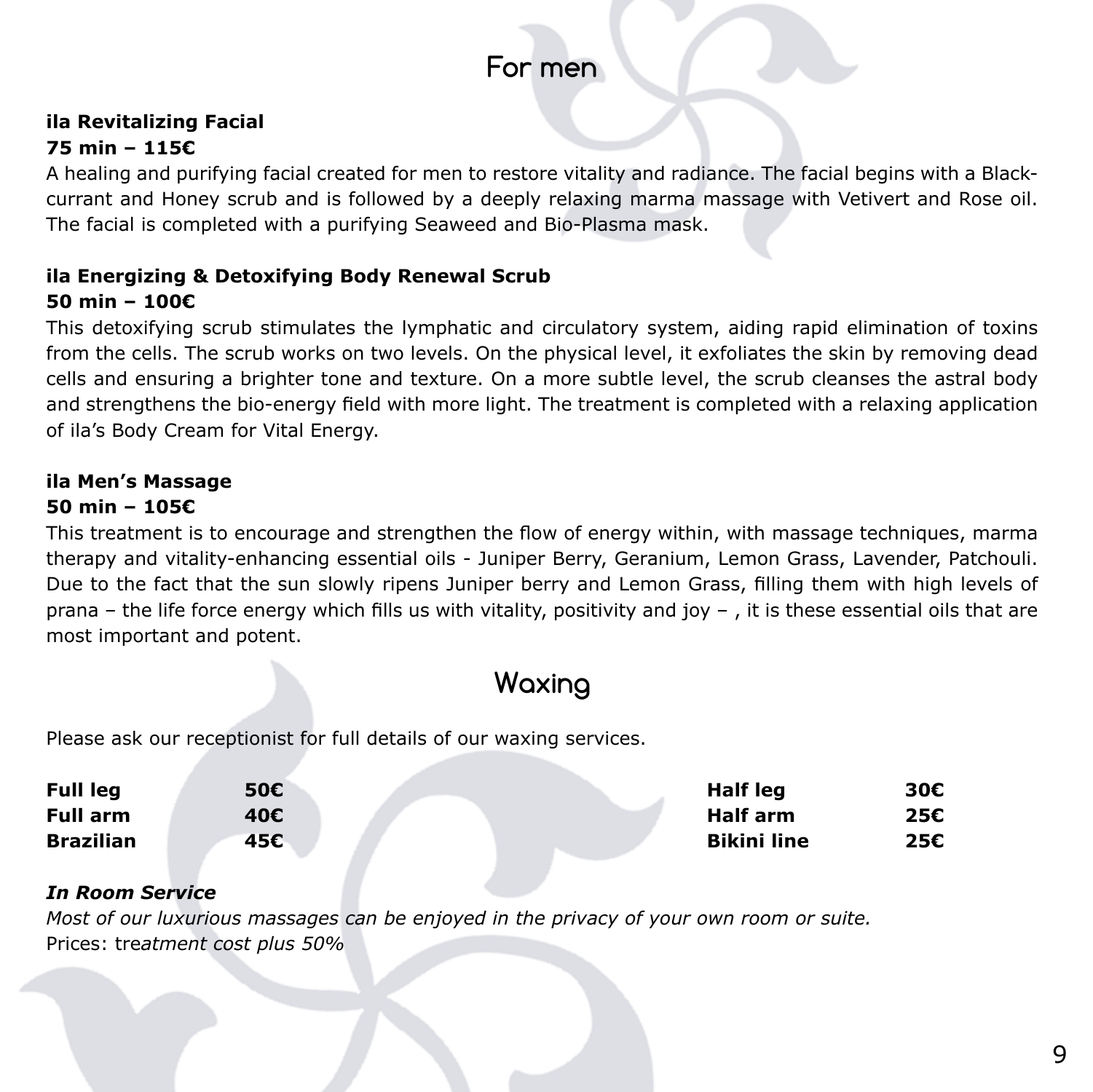## For men

**ila Revitalizing Facial**
**75 min – 115€**

A healing and purifying facial created for men to restore vitality and radiance. The facial begins with a Black-currant and Honey scrub and is followed by a deeply relaxing marma massage with Vetivert and Rose oil. The facial is completed with a purifying Seaweed and Bio-Plasma mask.

**ila Energizing & Detoxifying Body Renewal Scrub**
**50 min – 100€**

This detoxifying scrub stimulates the lymphatic and circulatory system, aiding rapid elimination of toxins from the cells. The scrub works on two levels. On the physical level, it exfoliates the skin by removing dead cells and ensuring a brighter tone and texture. On a more subtle level, the scrub cleanses the astral body and strengthens the bio-energy field with more light. The treatment is completed with a relaxing application of ila's Body Cream for Vital Energy.

**ila Men's Massage**
**50 min – 105€**

This treatment is to encourage and strengthen the flow of energy within, with massage techniques, marma therapy and vitality-enhancing essential oils - Juniper Berry, Geranium, Lemon Grass, Lavender, Patchouli. Due to the fact that the sun slowly ripens Juniper berry and Lemon Grass, filling them with high levels of prana – the life force energy which fills us with vitality, positivity and joy – , it is these essential oils that are most important and potent.

## Waxing

Please ask our receptionist for full details of our waxing services.

| | | | |
|---|---|---|---|
| **Full leg** | **50€** | **Half leg** | **30€** |
| **Full arm** | **40€** | **Half arm** | **25€** |
| **Brazilian** | **45€** | **Bikini line** | **25€** |

***In Room Service***
*Most of our luxurious massages can be enjoyed in the privacy of your own room or suite.*
Prices: tre*atment cost plus 50%*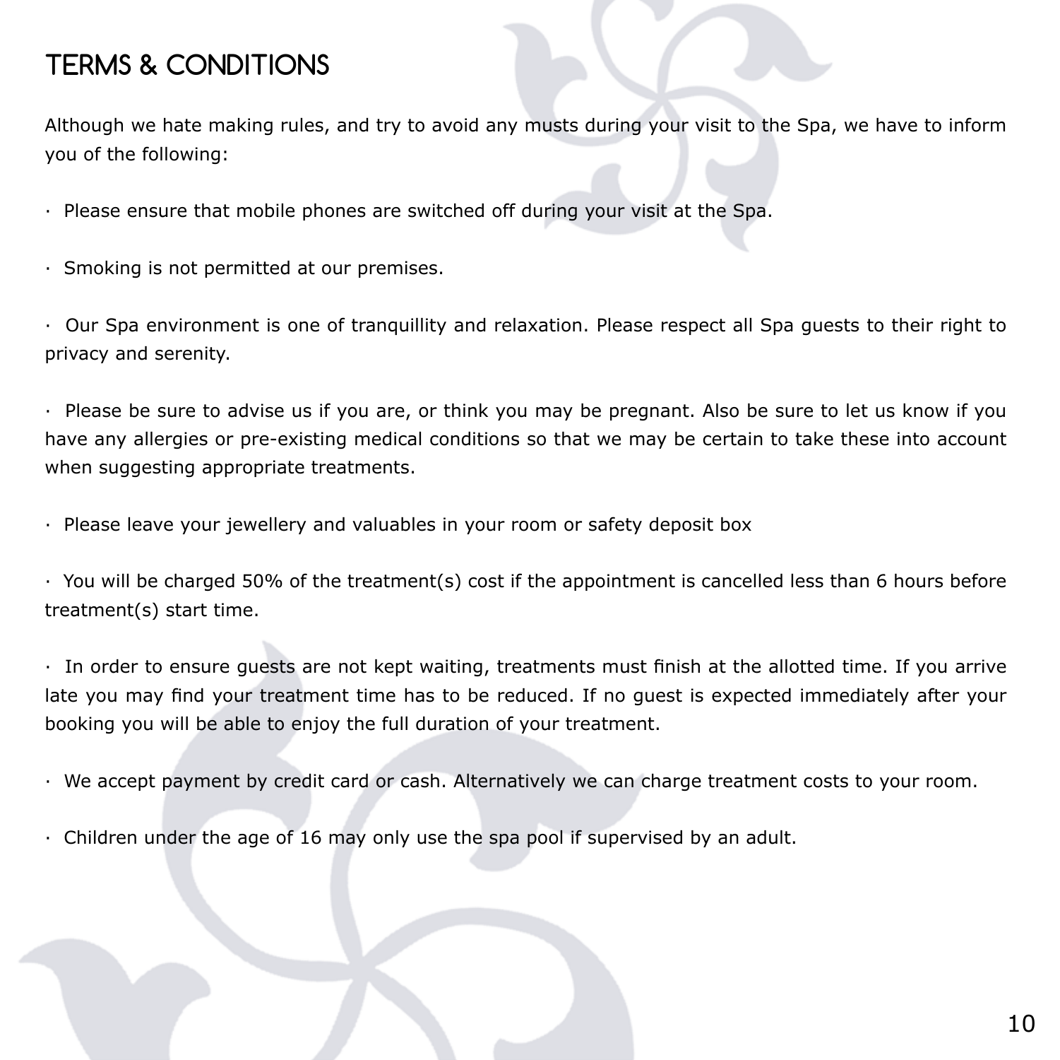# TERMS & CONDITIONS

Although we hate making rules, and try to avoid any musts during your visit to the Spa, we have to inform you of the following:

- Please ensure that mobile phones are switched off during your visit at the Spa.

- Smoking is not permitted at our premises.

- Our Spa environment is one of tranquillity and relaxation. Please respect all Spa guests to their right to privacy and serenity.

- Please be sure to advise us if you are, or think you may be pregnant. Also be sure to let us know if you have any allergies or pre-existing medical conditions so that we may be certain to take these into account when suggesting appropriate treatments.

- Please leave your jewellery and valuables in your room or safety deposit box

- You will be charged 50% of the treatment(s) cost if the appointment is cancelled less than 6 hours before treatment(s) start time.

- In order to ensure guests are not kept waiting, treatments must finish at the allotted time. If you arrive late you may find your treatment time has to be reduced. If no guest is expected immediately after your booking you will be able to enjoy the full duration of your treatment.

- We accept payment by credit card or cash. Alternatively we can charge treatment costs to your room.

- Children under the age of 16 may only use the spa pool if supervised by an adult.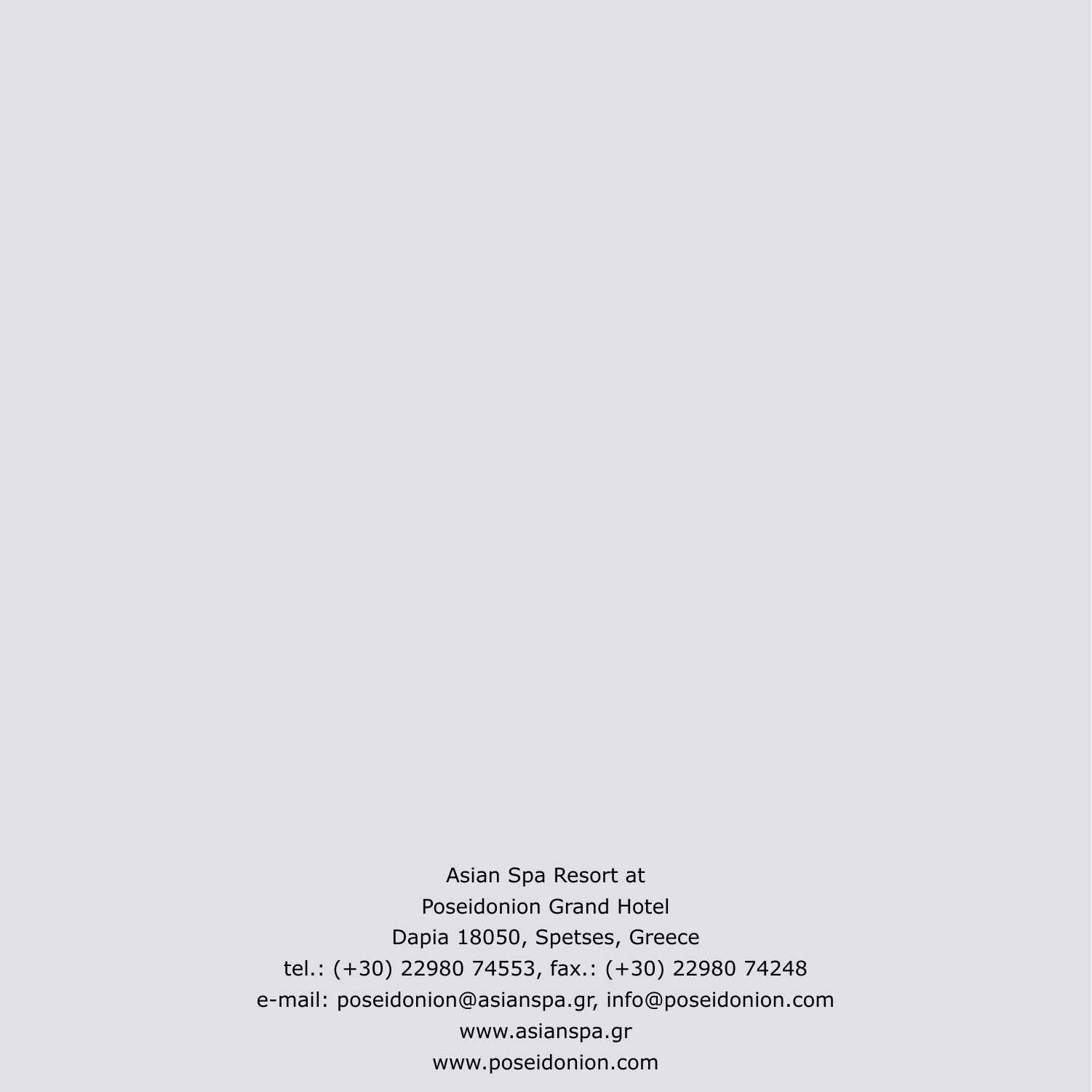Asian Spa Resort at
Poseidonion Grand Hotel
Dapia 18050, Spetses, Greece
tel.: (+30) 22980 74553, fax.: (+30) 22980 74248
e-mail: poseidonion@asianspa.gr, info@poseidonion.com
www.asianspa.gr
www.poseidonion.com